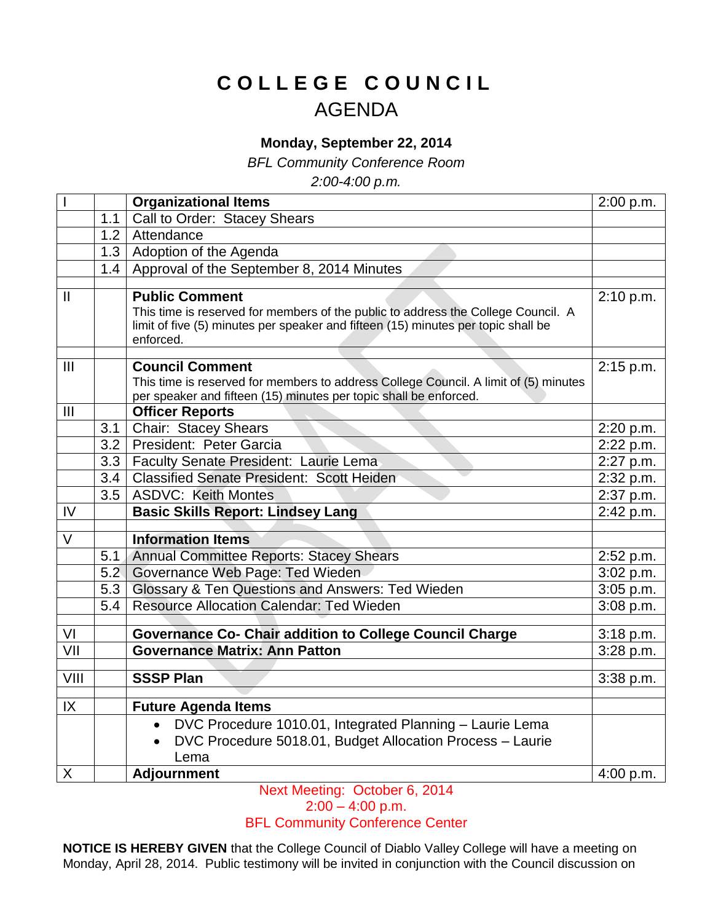# COLLEGE COUNCIL
## AGENDA

**Monday, September 22, 2014**

*BFL Community Conference Room*

*2:00-4:00 p.m.*

| | | | |
|---|---|---|---|
| I | | **Organizational Items** | 2:00 p.m. |
| | 1.1 | Call to Order: Stacey Shears | |
| | 1.2 | Attendance | |
| | 1.3 | Adoption of the Agenda | |
| | 1.4 | Approval of the September 8, 2014 Minutes | |
| | | | |
| II | | **Public Comment**<br>This time is reserved for members of the public to address the College Council. A limit of five (5) minutes per speaker and fifteen (15) minutes per topic shall be enforced. | 2:10 p.m. |
| | | | |
| III | | **Council Comment**<br>This time is reserved for members to address College Council. A limit of (5) minutes per speaker and fifteen (15) minutes per topic shall be enforced. | 2:15 p.m. |
| III | | **Officer Reports** | |
| | 3.1 | Chair: Stacey Shears | 2:20 p.m. |
| | 3.2 | President: Peter Garcia | 2:22 p.m. |
| | 3.3 | Faculty Senate President: Laurie Lema | 2:27 p.m. |
| | 3.4 | Classified Senate President: Scott Heiden | 2:32 p.m. |
| | 3.5 | ASDVC: Keith Montes | 2:37 p.m. |
| IV | | **Basic Skills Report: Lindsey Lang** | 2:42 p.m. |
| | | | |
| V | | **Information Items** | |
| | 5.1 | Annual Committee Reports: Stacey Shears | 2:52 p.m. |
| | 5.2 | Governance Web Page: Ted Wieden | 3:02 p.m. |
| | 5.3 | Glossary & Ten Questions and Answers: Ted Wieden | 3:05 p.m. |
| | 5.4 | Resource Allocation Calendar: Ted Wieden | 3:08 p.m. |
| | | | |
| VI | | **Governance Co- Chair addition to College Council Charge** | 3:18 p.m. |
| VII | | **Governance Matrix: Ann Patton** | 3:28 p.m. |
| | | | |
| VIII | | **SSSP Plan** | 3:38 p.m. |
| | | | |
| IX | | **Future Agenda Items** | |
| | | • DVC Procedure 1010.01, Integrated Planning – Laurie Lema<br>• DVC Procedure 5018.01, Budget Allocation Process – Laurie Lema | |
| X | | **Adjournment** | 4:00 p.m. |

Next Meeting: October 6, 2014
2:00 – 4:00 p.m.
BFL Community Conference Center

**NOTICE IS HEREBY GIVEN** that the College Council of Diablo Valley College will have a meeting on Monday, April 28, 2014. Public testimony will be invited in conjunction with the Council discussion on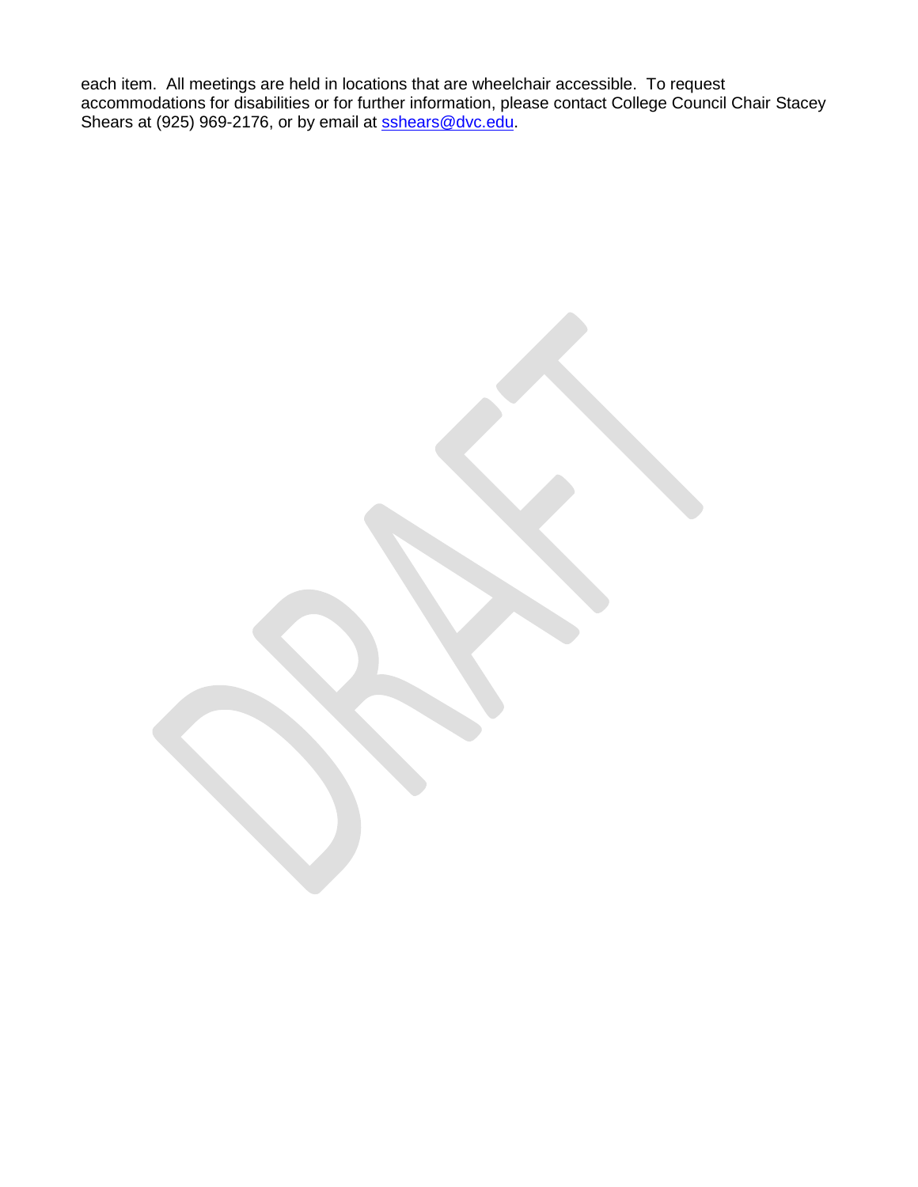each item. All meetings are held in locations that are wheelchair accessible. To request accommodations for disabilities or for further information, please contact College Council Chair Stacey Shears at (925) 969-2176, or by email at sshears@dvc.edu.